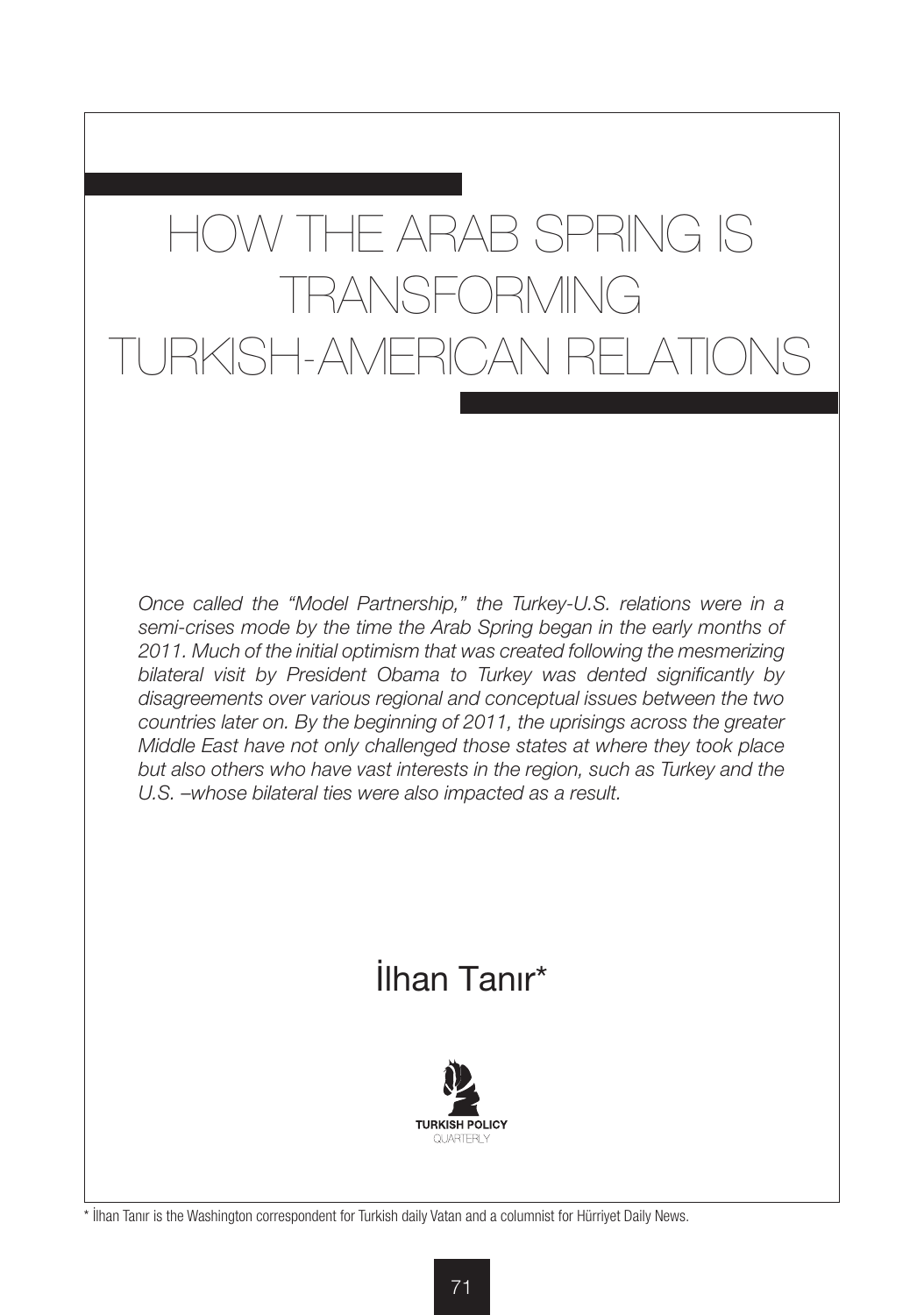# HOW THE ARAB SPRING IS TRANSFORMING TURKISH-AMERICAN RELATIONS

*Once called the "Model Partnership," the Turkey-U.S. relations were in a semi-crises mode by the time the Arab Spring began in the early months of 2011. Much of the initial optimism that was created following the mesmerizing bilateral visit by President Obama to Turkey was dented significantly by disagreements over various regional and conceptual issues between the two countries later on. By the beginning of 2011, the uprisings across the greater Middle East have not only challenged those states at where they took place but also others who have vast interests in the region, such as Turkey and the U.S. –whose bilateral ties were also impacted as a result.*

## İlhan Tanır*

TURKISH POLICY QUARTERLY

\* İlhan Tanır is the Washington correspondent for Turkish daily Vatan and a columnist for Hürriyet Daily News.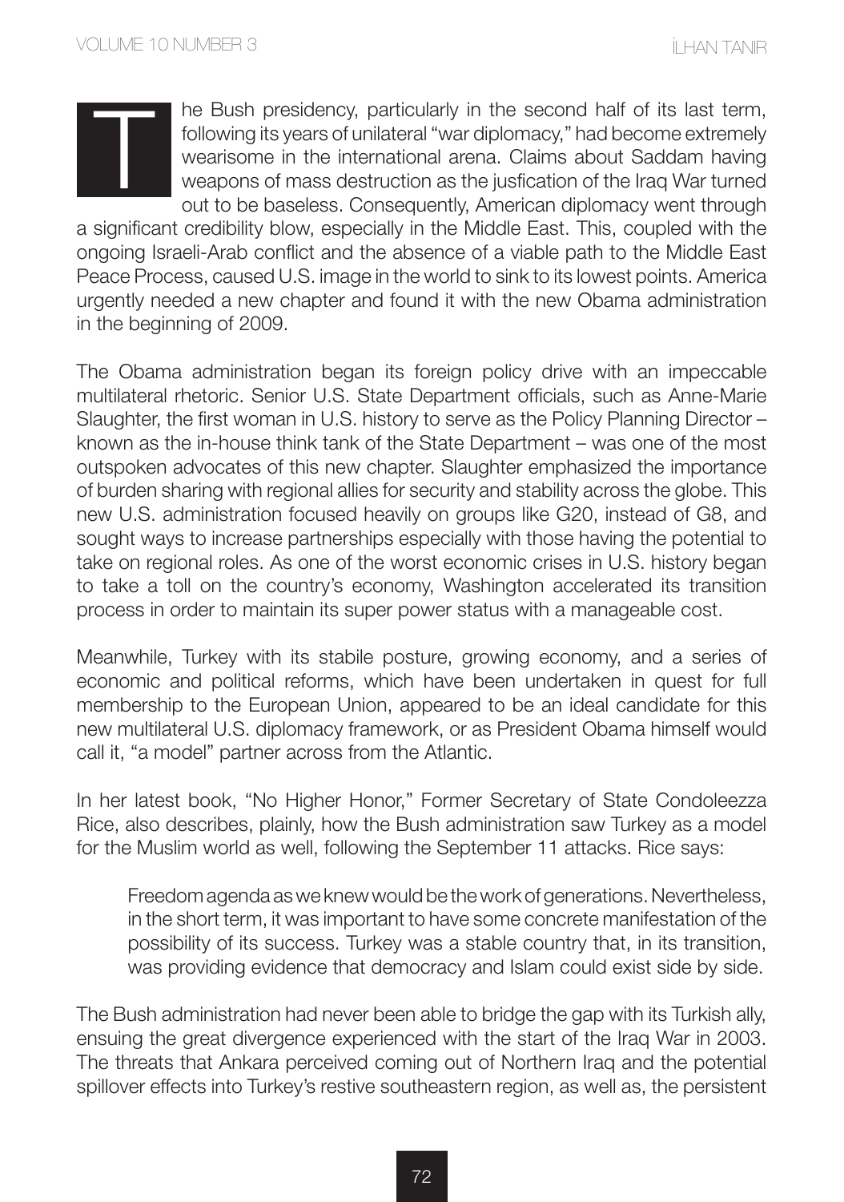The Bush presidency, particularly in the second half of its last term, following its years of unilateral "war diplomacy," had become extremely wearisome in the international arena. Claims about Saddam having weapons of mass destruction as the jusfication of the Iraq War turned out to be baseless. Consequently, American diplomacy went through a significant credibility blow, especially in the Middle East. This, coupled with the ongoing Israeli-Arab conflict and the absence of a viable path to the Middle East Peace Process, caused U.S. image in the world to sink to its lowest points. America urgently needed a new chapter and found it with the new Obama administration in the beginning of 2009.

The Obama administration began its foreign policy drive with an impeccable multilateral rhetoric. Senior U.S. State Department officials, such as Anne-Marie Slaughter, the first woman in U.S. history to serve as the Policy Planning Director – known as the in-house think tank of the State Department – was one of the most outspoken advocates of this new chapter. Slaughter emphasized the importance of burden sharing with regional allies for security and stability across the globe. This new U.S. administration focused heavily on groups like G20, instead of G8, and sought ways to increase partnerships especially with those having the potential to take on regional roles. As one of the worst economic crises in U.S. history began to take a toll on the country's economy, Washington accelerated its transition process in order to maintain its super power status with a manageable cost.

Meanwhile, Turkey with its stabile posture, growing economy, and a series of economic and political reforms, which have been undertaken in quest for full membership to the European Union, appeared to be an ideal candidate for this new multilateral U.S. diplomacy framework, or as President Obama himself would call it, "a model" partner across from the Atlantic.

In her latest book, "No Higher Honor," Former Secretary of State Condoleezza Rice, also describes, plainly, how the Bush administration saw Turkey as a model for the Muslim world as well, following the September 11 attacks. Rice says:

> Freedom agenda as we knew would be the work of generations. Nevertheless, in the short term, it was important to have some concrete manifestation of the possibility of its success. Turkey was a stable country that, in its transition, was providing evidence that democracy and Islam could exist side by side.

The Bush administration had never been able to bridge the gap with its Turkish ally, ensuing the great divergence experienced with the start of the Iraq War in 2003. The threats that Ankara perceived coming out of Northern Iraq and the potential spillover effects into Turkey's restive southeastern region, as well as, the persistent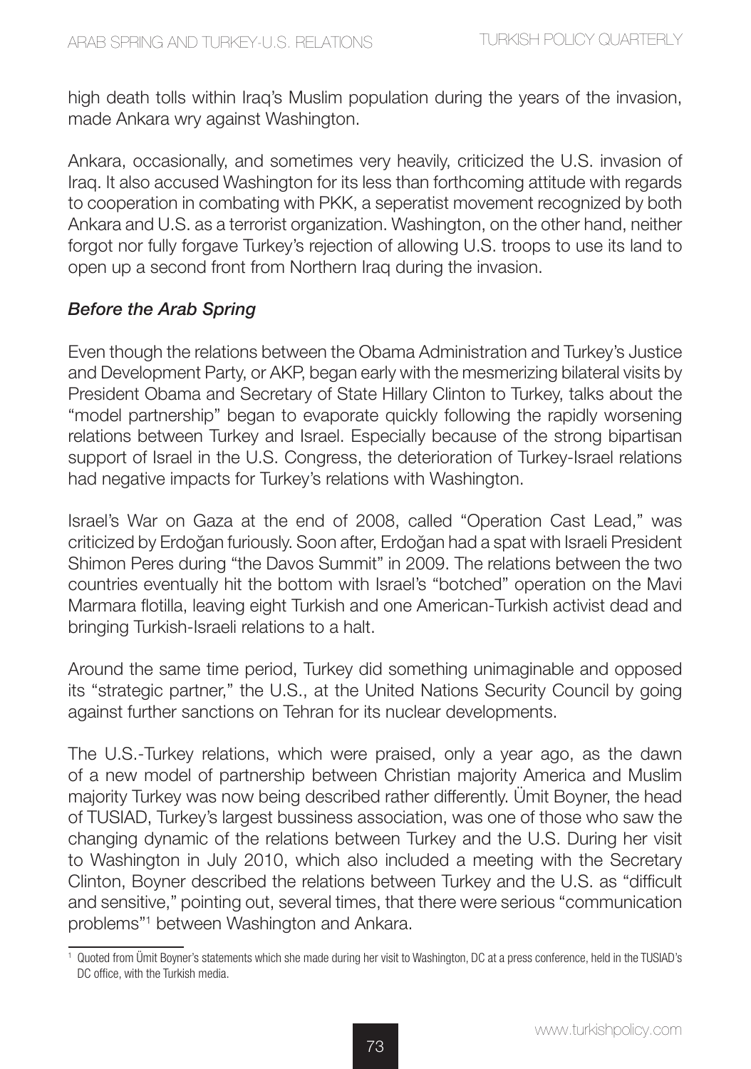high death tolls within Iraq's Muslim population during the years of the invasion, made Ankara wry against Washington.

Ankara, occasionally, and sometimes very heavily, criticized the U.S. invasion of Iraq. It also accused Washington for its less than forthcoming attitude with regards to cooperation in combating with PKK, a seperatist movement recognized by both Ankara and U.S. as a terrorist organization. Washington, on the other hand, neither forgot nor fully forgave Turkey's rejection of allowing U.S. troops to use its land to open up a second front from Northern Iraq during the invasion.

### *Before the Arab Spring*

Even though the relations between the Obama Administration and Turkey's Justice and Development Party, or AKP, began early with the mesmerizing bilateral visits by President Obama and Secretary of State Hillary Clinton to Turkey, talks about the "model partnership" began to evaporate quickly following the rapidly worsening relations between Turkey and Israel. Especially because of the strong bipartisan support of Israel in the U.S. Congress, the deterioration of Turkey-Israel relations had negative impacts for Turkey's relations with Washington.

Israel's War on Gaza at the end of 2008, called "Operation Cast Lead," was criticized by Erdoğan furiously. Soon after, Erdoğan had a spat with Israeli President Shimon Peres during "the Davos Summit" in 2009. The relations between the two countries eventually hit the bottom with Israel's "botched" operation on the Mavi Marmara flotilla, leaving eight Turkish and one American-Turkish activist dead and bringing Turkish-Israeli relations to a halt.

Around the same time period, Turkey did something unimaginable and opposed its "strategic partner," the U.S., at the United Nations Security Council by going against further sanctions on Tehran for its nuclear developments.

The U.S.-Turkey relations, which were praised, only a year ago, as the dawn of a new model of partnership between Christian majority America and Muslim majority Turkey was now being described rather differently. Ümit Boyner, the head of TUSIAD, Turkey's largest bussiness association, was one of those who saw the changing dynamic of the relations between Turkey and the U.S. During her visit to Washington in July 2010, which also included a meeting with the Secretary Clinton, Boyner described the relations between Turkey and the U.S. as "difficult and sensitive," pointing out, several times, that there were serious "communication problems"[1] between Washington and Ankara.

---

[1] Quoted from Ümit Boyner's statements which she made during her visit to Washington, DC at a press conference, held in the TUSIAD's DC office, with the Turkish media.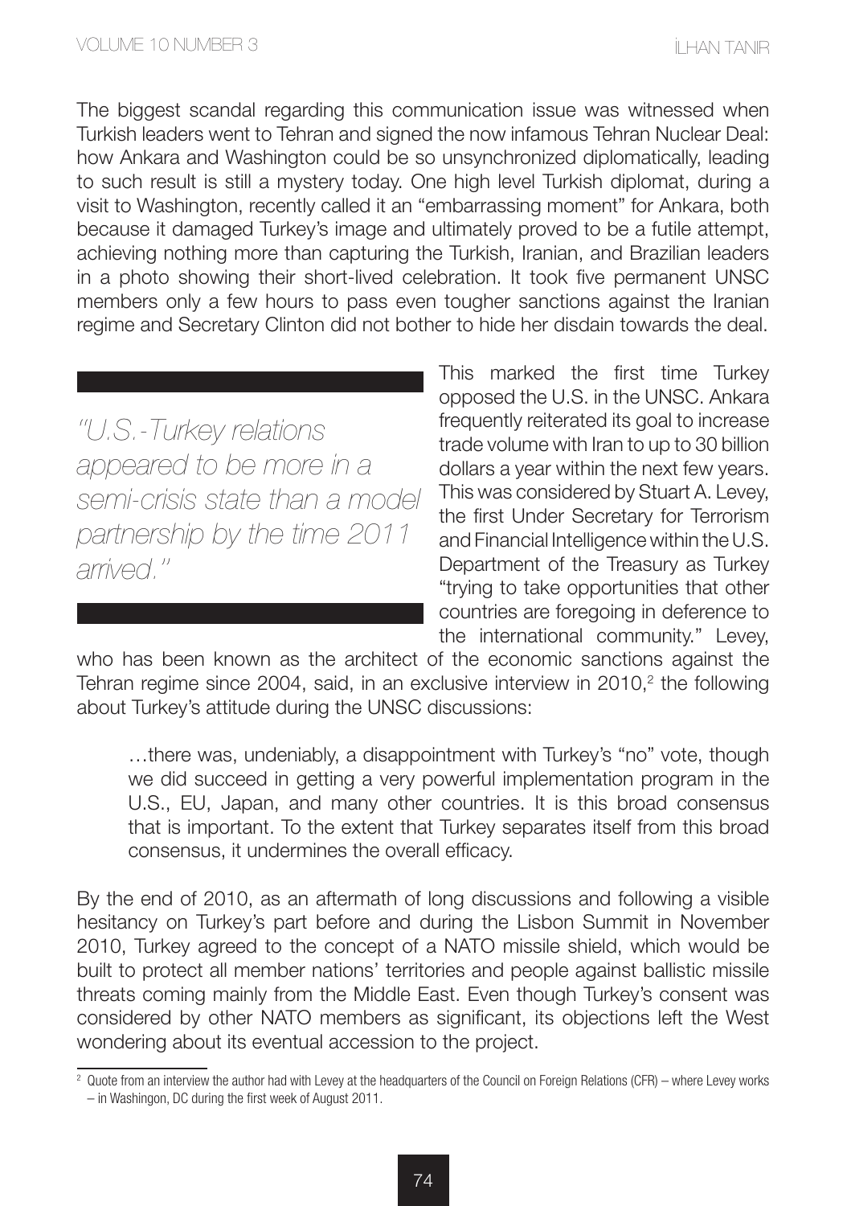The biggest scandal regarding this communication issue was witnessed when Turkish leaders went to Tehran and signed the now infamous Tehran Nuclear Deal: how Ankara and Washington could be so unsynchronized diplomatically, leading to such result is still a mystery today. One high level Turkish diplomat, during a visit to Washington, recently called it an "embarrassing moment" for Ankara, both because it damaged Turkey's image and ultimately proved to be a futile attempt, achieving nothing more than capturing the Turkish, Iranian, and Brazilian leaders in a photo showing their short-lived celebration. It took five permanent UNSC members only a few hours to pass even tougher sanctions against the Iranian regime and Secretary Clinton did not bother to hide her disdain towards the deal.

> *"U.S.-Turkey relations appeared to be more in a semi-crisis state than a model partnership by the time 2011 arrived."*

This marked the first time Turkey opposed the U.S. in the UNSC. Ankara frequently reiterated its goal to increase trade volume with Iran to up to 30 billion dollars a year within the next few years. This was considered by Stuart A. Levey, the first Under Secretary for Terrorism and Financial Intelligence within the U.S. Department of the Treasury as Turkey "trying to take opportunities that other countries are foregoing in deference to the international community." Levey, who has been known as the architect of the economic sanctions against the Tehran regime since 2004, said, in an exclusive interview in 2010,[2] the following about Turkey's attitude during the UNSC discussions:

> …there was, undeniably, a disappointment with Turkey's "no" vote, though we did succeed in getting a very powerful implementation program in the U.S., EU, Japan, and many other countries. It is this broad consensus that is important. To the extent that Turkey separates itself from this broad consensus, it undermines the overall efficacy.

By the end of 2010, as an aftermath of long discussions and following a visible hesitancy on Turkey's part before and during the Lisbon Summit in November 2010, Turkey agreed to the concept of a NATO missile shield, which would be built to protect all member nations' territories and people against ballistic missile threats coming mainly from the Middle East. Even though Turkey's consent was considered by other NATO members as significant, its objections left the West wondering about its eventual accession to the project.

---

[2] Quote from an interview the author had with Levey at the headquarters of the Council on Foreign Relations (CFR) – where Levey works – in Washingon, DC during the first week of August 2011.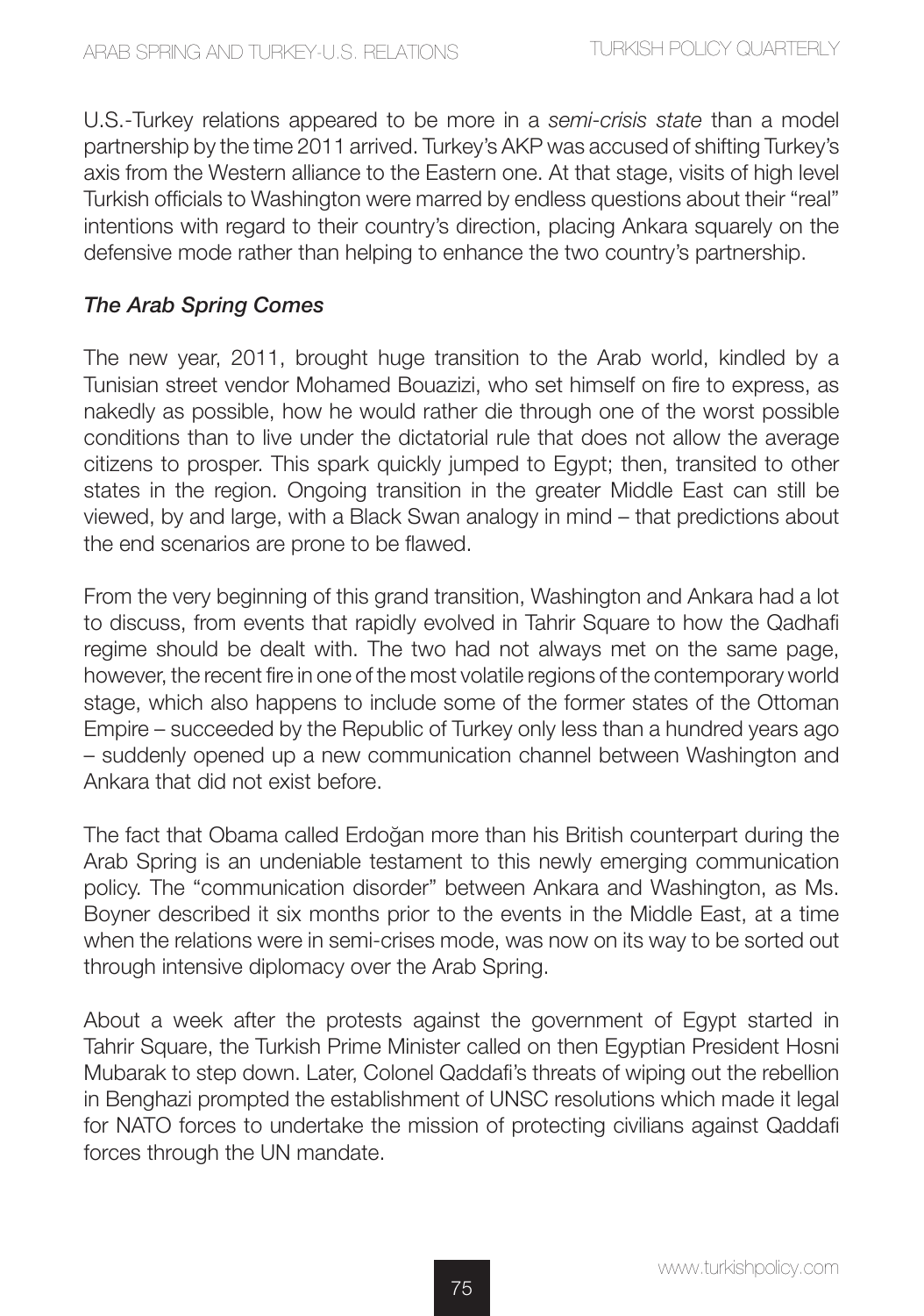U.S.-Turkey relations appeared to be more in a *semi-crisis state* than a model partnership by the time 2011 arrived. Turkey's AKP was accused of shifting Turkey's axis from the Western alliance to the Eastern one. At that stage, visits of high level Turkish officials to Washington were marred by endless questions about their "real" intentions with regard to their country's direction, placing Ankara squarely on the defensive mode rather than helping to enhance the two country's partnership.

### *The Arab Spring Comes*

The new year, 2011, brought huge transition to the Arab world, kindled by a Tunisian street vendor Mohamed Bouazizi, who set himself on fire to express, as nakedly as possible, how he would rather die through one of the worst possible conditions than to live under the dictatorial rule that does not allow the average citizens to prosper. This spark quickly jumped to Egypt; then, transited to other states in the region. Ongoing transition in the greater Middle East can still be viewed, by and large, with a Black Swan analogy in mind – that predictions about the end scenarios are prone to be flawed.

From the very beginning of this grand transition, Washington and Ankara had a lot to discuss, from events that rapidly evolved in Tahrir Square to how the Qadhafi regime should be dealt with. The two had not always met on the same page, however, the recent fire in one of the most volatile regions of the contemporary world stage, which also happens to include some of the former states of the Ottoman Empire – succeeded by the Republic of Turkey only less than a hundred years ago – suddenly opened up a new communication channel between Washington and Ankara that did not exist before.

The fact that Obama called Erdoğan more than his British counterpart during the Arab Spring is an undeniable testament to this newly emerging communication policy. The "communication disorder" between Ankara and Washington, as Ms. Boyner described it six months prior to the events in the Middle East, at a time when the relations were in semi-crises mode, was now on its way to be sorted out through intensive diplomacy over the Arab Spring.

About a week after the protests against the government of Egypt started in Tahrir Square, the Turkish Prime Minister called on then Egyptian President Hosni Mubarak to step down. Later, Colonel Qaddafi's threats of wiping out the rebellion in Benghazi prompted the establishment of UNSC resolutions which made it legal for NATO forces to undertake the mission of protecting civilians against Qaddafi forces through the UN mandate.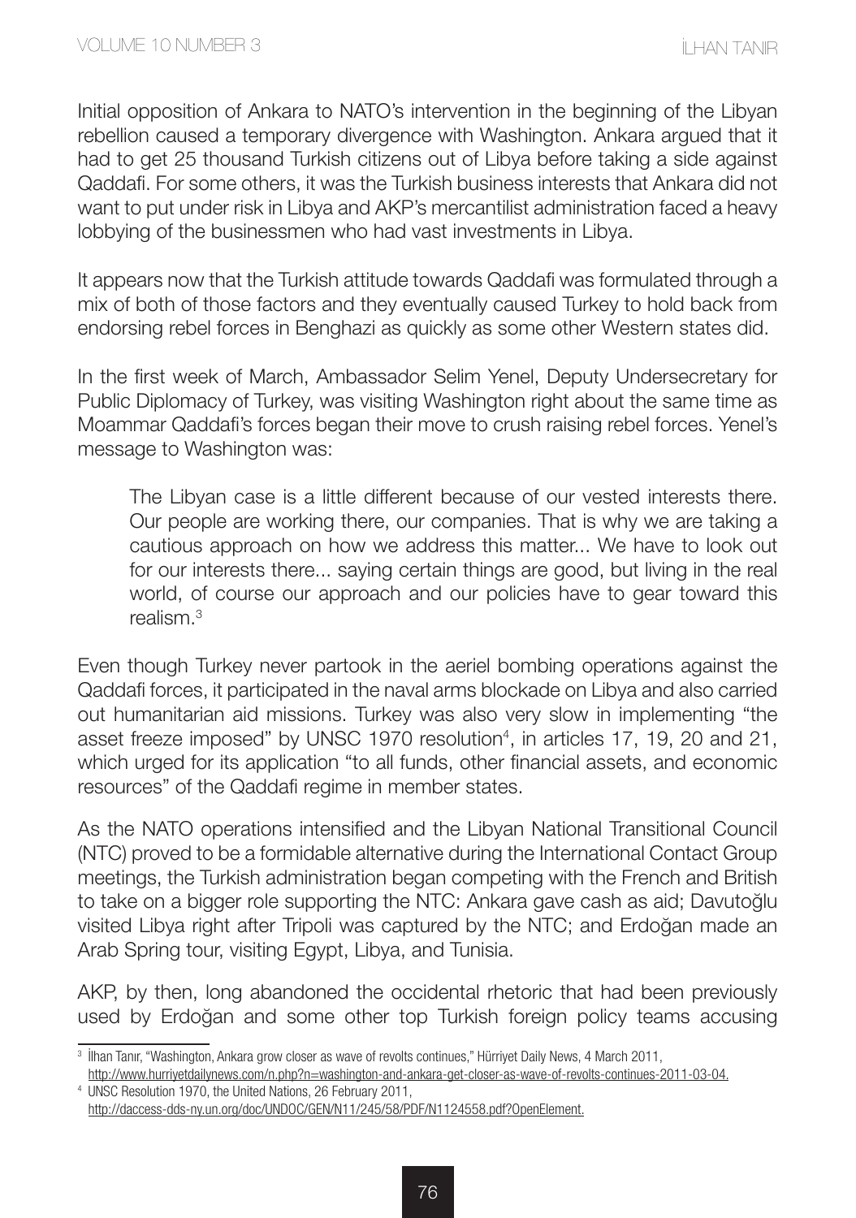Initial opposition of Ankara to NATO's intervention in the beginning of the Libyan rebellion caused a temporary divergence with Washington. Ankara argued that it had to get 25 thousand Turkish citizens out of Libya before taking a side against Qaddafi. For some others, it was the Turkish business interests that Ankara did not want to put under risk in Libya and AKP's mercantilist administration faced a heavy lobbying of the businessmen who had vast investments in Libya.

It appears now that the Turkish attitude towards Qaddafi was formulated through a mix of both of those factors and they eventually caused Turkey to hold back from endorsing rebel forces in Benghazi as quickly as some other Western states did.

In the first week of March, Ambassador Selim Yenel, Deputy Undersecretary for Public Diplomacy of Turkey, was visiting Washington right about the same time as Moammar Qaddafi's forces began their move to crush raising rebel forces. Yenel's message to Washington was:

> The Libyan case is a little different because of our vested interests there. Our people are working there, our companies. That is why we are taking a cautious approach on how we address this matter... We have to look out for our interests there... saying certain things are good, but living in the real world, of course our approach and our policies have to gear toward this realism.[3]

Even though Turkey never partook in the aeriel bombing operations against the Qaddafi forces, it participated in the naval arms blockade on Libya and also carried out humanitarian aid missions. Turkey was also very slow in implementing "the asset freeze imposed" by UNSC 1970 resolution[4], in articles 17, 19, 20 and 21, which urged for its application "to all funds, other financial assets, and economic resources" of the Qaddafi regime in member states.

As the NATO operations intensified and the Libyan National Transitional Council (NTC) proved to be a formidable alternative during the International Contact Group meetings, the Turkish administration began competing with the French and British to take on a bigger role supporting the NTC: Ankara gave cash as aid; Davutoğlu visited Libya right after Tripoli was captured by the NTC; and Erdoğan made an Arab Spring tour, visiting Egypt, Libya, and Tunisia.

AKP, by then, long abandoned the occidental rhetoric that had been previously used by Erdoğan and some other top Turkish foreign policy teams accusing

---

[3] İlhan Tanır, "Washington, Ankara grow closer as wave of revolts continues," Hürriyet Daily News, 4 March 2011, http://www.hurriyetdailynews.com/n.php?n=washington-and-ankara-get-closer-as-wave-of-revolts-continues-2011-03-04.

[4] UNSC Resolution 1970, the United Nations, 26 February 2011, http://daccess-dds-ny.un.org/doc/UNDOC/GEN/N11/245/58/PDF/N1124558.pdf?OpenElement.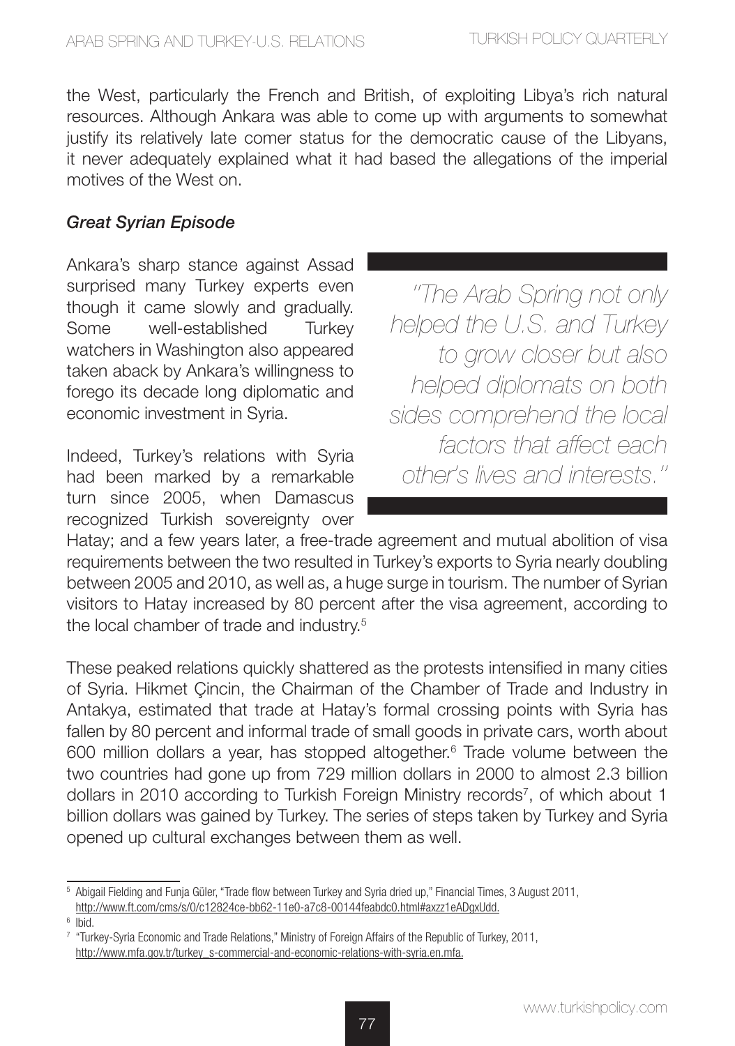the West, particularly the French and British, of exploiting Libya's rich natural resources. Although Ankara was able to come up with arguments to somewhat justify its relatively late comer status for the democratic cause of the Libyans, it never adequately explained what it had based the allegations of the imperial motives of the West on.

### *Great Syrian Episode*

Ankara's sharp stance against Assad surprised many Turkey experts even though it came slowly and gradually. Some well-established Turkey watchers in Washington also appeared taken aback by Ankara's willingness to forego its decade long diplomatic and economic investment in Syria.

> *"The Arab Spring not only helped the U.S. and Turkey to grow closer but also helped diplomats on both sides comprehend the local factors that affect each other's lives and interests."*

Indeed, Turkey's relations with Syria had been marked by a remarkable turn since 2005, when Damascus recognized Turkish sovereignty over Hatay; and a few years later, a free-trade agreement and mutual abolition of visa requirements between the two resulted in Turkey's exports to Syria nearly doubling between 2005 and 2010, as well as, a huge surge in tourism. The number of Syrian visitors to Hatay increased by 80 percent after the visa agreement, according to the local chamber of trade and industry.[5]

These peaked relations quickly shattered as the protests intensified in many cities of Syria. Hikmet Çincin, the Chairman of the Chamber of Trade and Industry in Antakya, estimated that trade at Hatay's formal crossing points with Syria has fallen by 80 percent and informal trade of small goods in private cars, worth about 600 million dollars a year, has stopped altogether.[6] Trade volume between the two countries had gone up from 729 million dollars in 2000 to almost 2.3 billion dollars in 2010 according to Turkish Foreign Ministry records[7], of which about 1 billion dollars was gained by Turkey. The series of steps taken by Turkey and Syria opened up cultural exchanges between them as well.

---

[5] Abigail Fielding and Funja Güler, "Trade flow between Turkey and Syria dried up," Financial Times, 3 August 2011, http://www.ft.com/cms/s/0/c12824ce-bb62-11e0-a7c8-00144feabdc0.html#axzz1eADgxUdd.

[6] Ibid.

[7] "Turkey-Syria Economic and Trade Relations," Ministry of Foreign Affairs of the Republic of Turkey, 2011, http://www.mfa.gov.tr/turkey_s-commercial-and-economic-relations-with-syria.en.mfa.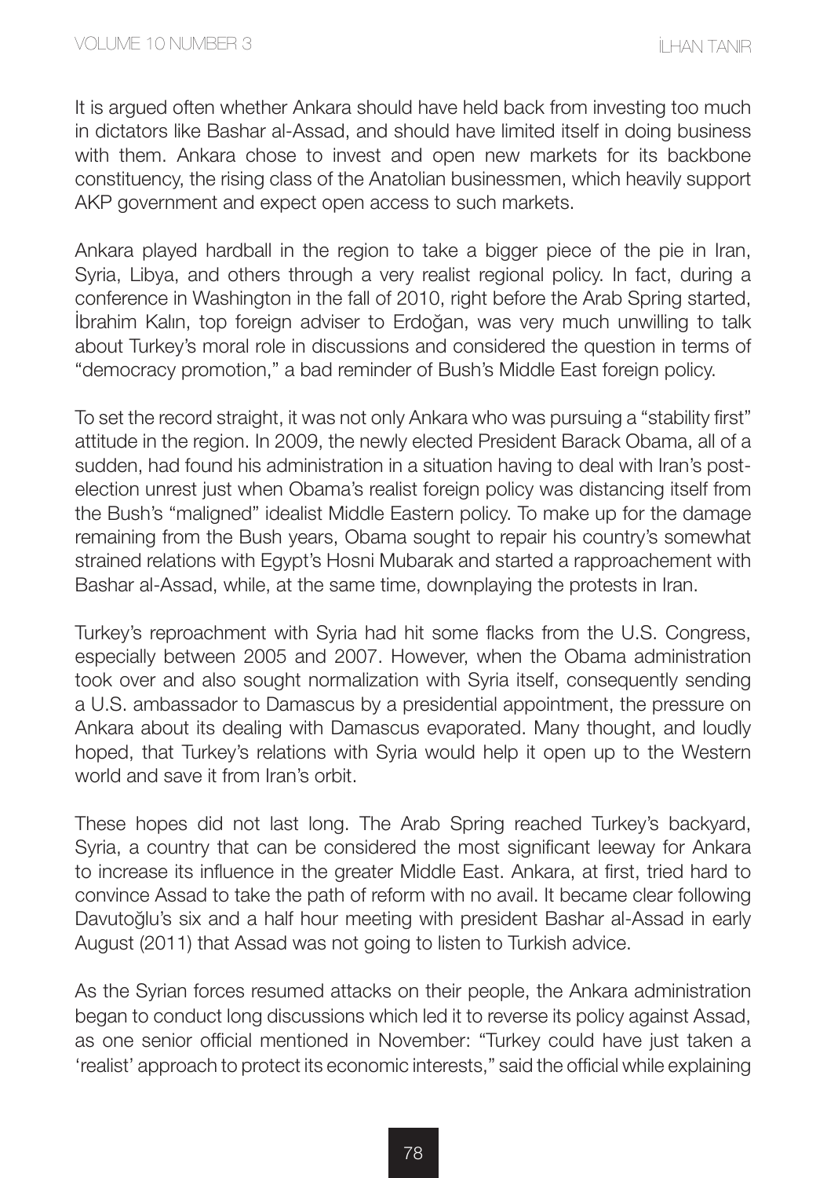It is argued often whether Ankara should have held back from investing too much in dictators like Bashar al-Assad, and should have limited itself in doing business with them. Ankara chose to invest and open new markets for its backbone constituency, the rising class of the Anatolian businessmen, which heavily support AKP government and expect open access to such markets.

Ankara played hardball in the region to take a bigger piece of the pie in Iran, Syria, Libya, and others through a very realist regional policy. In fact, during a conference in Washington in the fall of 2010, right before the Arab Spring started, İbrahim Kalın, top foreign adviser to Erdoğan, was very much unwilling to talk about Turkey's moral role in discussions and considered the question in terms of "democracy promotion," a bad reminder of Bush's Middle East foreign policy.

To set the record straight, it was not only Ankara who was pursuing a "stability first" attitude in the region. In 2009, the newly elected President Barack Obama, all of a sudden, had found his administration in a situation having to deal with Iran's post-election unrest just when Obama's realist foreign policy was distancing itself from the Bush's "maligned" idealist Middle Eastern policy. To make up for the damage remaining from the Bush years, Obama sought to repair his country's somewhat strained relations with Egypt's Hosni Mubarak and started a rapproachement with Bashar al-Assad, while, at the same time, downplaying the protests in Iran.

Turkey's reproachment with Syria had hit some flacks from the U.S. Congress, especially between 2005 and 2007. However, when the Obama administration took over and also sought normalization with Syria itself, consequently sending a U.S. ambassador to Damascus by a presidential appointment, the pressure on Ankara about its dealing with Damascus evaporated. Many thought, and loudly hoped, that Turkey's relations with Syria would help it open up to the Western world and save it from Iran's orbit.

These hopes did not last long. The Arab Spring reached Turkey's backyard, Syria, a country that can be considered the most significant leeway for Ankara to increase its influence in the greater Middle East. Ankara, at first, tried hard to convince Assad to take the path of reform with no avail. It became clear following Davutoğlu's six and a half hour meeting with president Bashar al-Assad in early August (2011) that Assad was not going to listen to Turkish advice.

As the Syrian forces resumed attacks on their people, the Ankara administration began to conduct long discussions which led it to reverse its policy against Assad, as one senior official mentioned in November: "Turkey could have just taken a 'realist' approach to protect its economic interests," said the official while explaining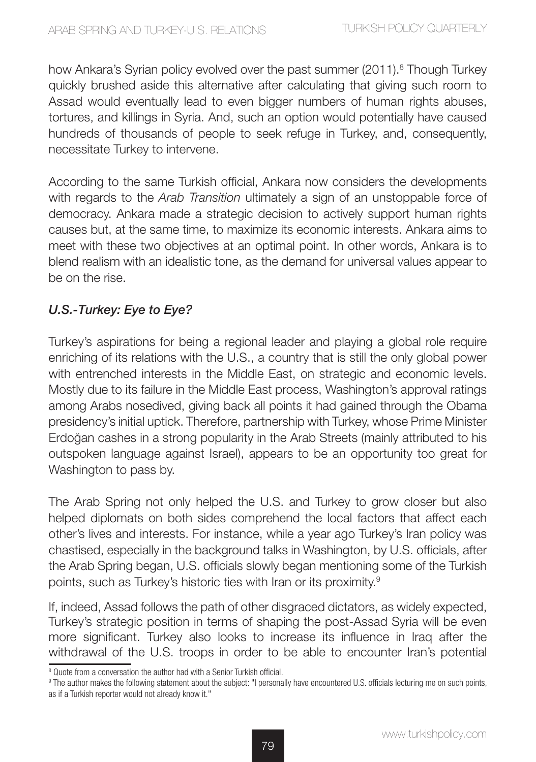how Ankara's Syrian policy evolved over the past summer (2011).[8] Though Turkey quickly brushed aside this alternative after calculating that giving such room to Assad would eventually lead to even bigger numbers of human rights abuses, tortures, and killings in Syria. And, such an option would potentially have caused hundreds of thousands of people to seek refuge in Turkey, and, consequently, necessitate Turkey to intervene.

According to the same Turkish official, Ankara now considers the developments with regards to the *Arab Transition* ultimately a sign of an unstoppable force of democracy. Ankara made a strategic decision to actively support human rights causes but, at the same time, to maximize its economic interests. Ankara aims to meet with these two objectives at an optimal point. In other words, Ankara is to blend realism with an idealistic tone, as the demand for universal values appear to be on the rise.

### *U.S.-Turkey: Eye to Eye?*

Turkey's aspirations for being a regional leader and playing a global role require enriching of its relations with the U.S., a country that is still the only global power with entrenched interests in the Middle East, on strategic and economic levels. Mostly due to its failure in the Middle East process, Washington's approval ratings among Arabs nosedived, giving back all points it had gained through the Obama presidency's initial uptick. Therefore, partnership with Turkey, whose Prime Minister Erdoğan cashes in a strong popularity in the Arab Streets (mainly attributed to his outspoken language against Israel), appears to be an opportunity too great for Washington to pass by.

The Arab Spring not only helped the U.S. and Turkey to grow closer but also helped diplomats on both sides comprehend the local factors that affect each other's lives and interests. For instance, while a year ago Turkey's Iran policy was chastised, especially in the background talks in Washington, by U.S. officials, after the Arab Spring began, U.S. officials slowly began mentioning some of the Turkish points, such as Turkey's historic ties with Iran or its proximity.[9]

If, indeed, Assad follows the path of other disgraced dictators, as widely expected, Turkey's strategic position in terms of shaping the post-Assad Syria will be even more significant. Turkey also looks to increase its influence in Iraq after the withdrawal of the U.S. troops in order to be able to encounter Iran's potential

[8] Quote from a conversation the author had with a Senior Turkish official.

[9] The author makes the following statement about the subject: "I personally have encountered U.S. officials lecturing me on such points, as if a Turkish reporter would not already know it."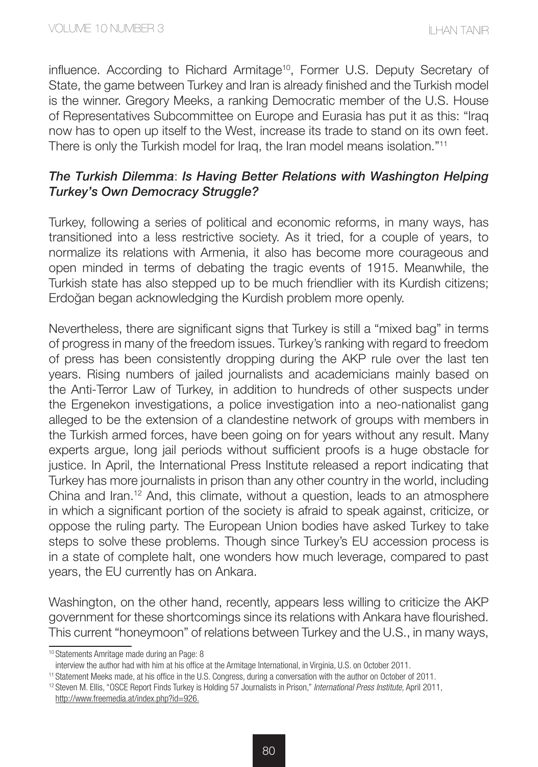influence. According to Richard Armitage[10], Former U.S. Deputy Secretary of State, the game between Turkey and Iran is already finished and the Turkish model is the winner. Gregory Meeks, a ranking Democratic member of the U.S. House of Representatives Subcommittee on Europe and Eurasia has put it as this: "Iraq now has to open up itself to the West, increase its trade to stand on its own feet. There is only the Turkish model for Iraq, the Iran model means isolation."[11]

### *The Turkish Dilemma*: *Is Having Better Relations with Washington Helping Turkey's Own Democracy Struggle?*

Turkey, following a series of political and economic reforms, in many ways, has transitioned into a less restrictive society. As it tried, for a couple of years, to normalize its relations with Armenia, it also has become more courageous and open minded in terms of debating the tragic events of 1915. Meanwhile, the Turkish state has also stepped up to be much friendlier with its Kurdish citizens; Erdoğan began acknowledging the Kurdish problem more openly.

Nevertheless, there are significant signs that Turkey is still a "mixed bag" in terms of progress in many of the freedom issues. Turkey's ranking with regard to freedom of press has been consistently dropping during the AKP rule over the last ten years. Rising numbers of jailed journalists and academicians mainly based on the Anti-Terror Law of Turkey, in addition to hundreds of other suspects under the Ergenekon investigations, a police investigation into a neo-nationalist gang alleged to be the extension of a clandestine network of groups with members in the Turkish armed forces, have been going on for years without any result. Many experts argue, long jail periods without sufficient proofs is a huge obstacle for justice. In April, the International Press Institute released a report indicating that Turkey has more journalists in prison than any other country in the world, including China and Iran.[12] And, this climate, without a question, leads to an atmosphere in which a significant portion of the society is afraid to speak against, criticize, or oppose the ruling party. The European Union bodies have asked Turkey to take steps to solve these problems. Though since Turkey's EU accession process is in a state of complete halt, one wonders how much leverage, compared to past years, the EU currently has on Ankara.

Washington, on the other hand, recently, appears less willing to criticize the AKP government for these shortcomings since its relations with Ankara have flourished. This current "honeymoon" of relations between Turkey and the U.S., in many ways,

---

[10] Statements Amritage made during an Page: 8
interview the author had with him at his office at the Armitage International, in Virginia, U.S. on October 2011.

[11] Statement Meeks made, at his office in the U.S. Congress, during a conversation with the author on October of 2011.

[12] Steven M. Ellis, "OSCE Report Finds Turkey is Holding 57 Journalists in Prison," *International Press Institute,* April 2011, http://www.freemedia.at/index.php?id=926.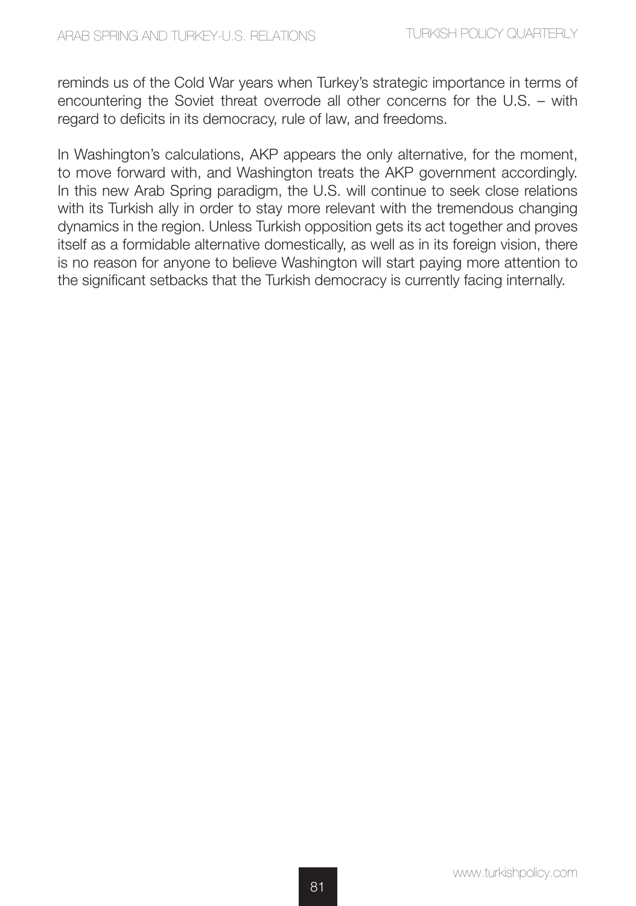reminds us of the Cold War years when Turkey's strategic importance in terms of encountering the Soviet threat overrode all other concerns for the U.S. – with regard to deficits in its democracy, rule of law, and freedoms.

In Washington's calculations, AKP appears the only alternative, for the moment, to move forward with, and Washington treats the AKP government accordingly. In this new Arab Spring paradigm, the U.S. will continue to seek close relations with its Turkish ally in order to stay more relevant with the tremendous changing dynamics in the region. Unless Turkish opposition gets its act together and proves itself as a formidable alternative domestically, as well as in its foreign vision, there is no reason for anyone to believe Washington will start paying more attention to the significant setbacks that the Turkish democracy is currently facing internally.